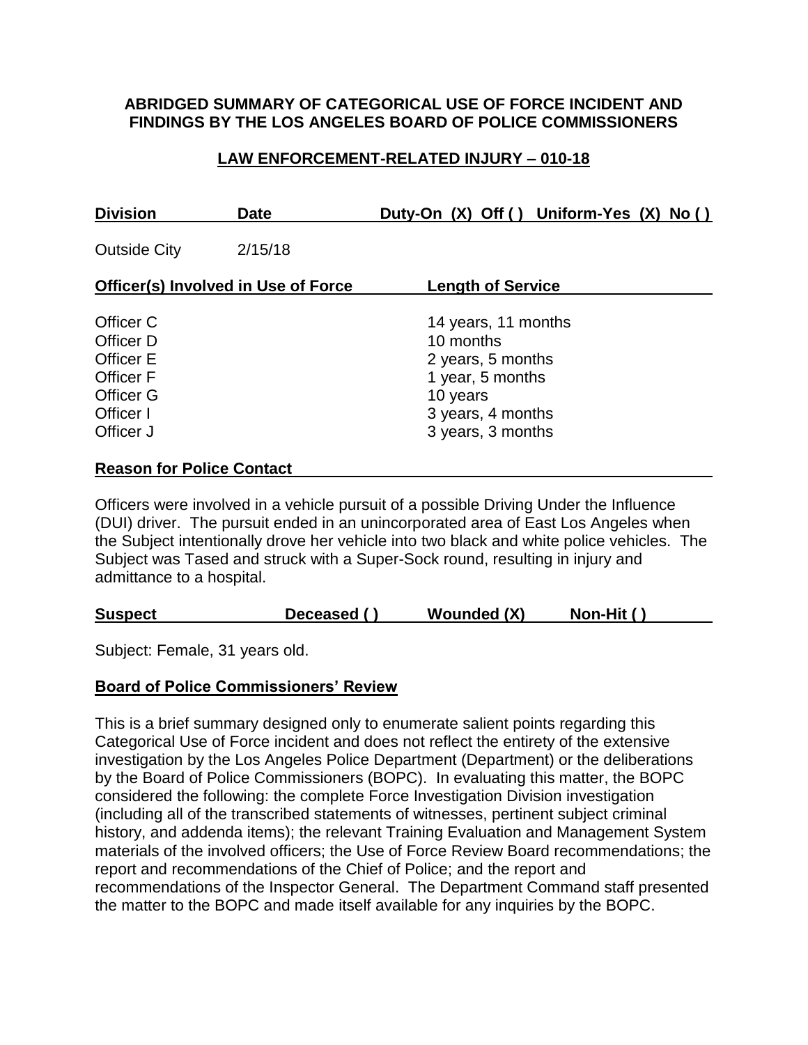# ABRIDGED SUMMARY OF CATEGORICAL USE OF FORCE INCIDENT AND FINDINGS BY THE LOS ANGELES BOARD OF POLICE COMMISSIONERS

## LAW ENFORCEMENT-RELATED INJURY – 010-18

| Division | Date | Duty-On (X) Off ( ) Uniform-Yes (X) No ( ) |
|---|---|---|
| Outside City | 2/15/18 | |

| Officer(s) Involved in Use of Force | Length of Service |
|---|---|
| Officer C | 14 years, 11 months |
| Officer D | 10 months |
| Officer E | 2 years, 5 months |
| Officer F | 1 year, 5 months |
| Officer G | 10 years |
| Officer I | 3 years, 4 months |
| Officer J | 3 years, 3 months |

**Reason for Police Contact**

Officers were involved in a vehicle pursuit of a possible Driving Under the Influence (DUI) driver. The pursuit ended in an unincorporated area of East Los Angeles when the Subject intentionally drove her vehicle into two black and white police vehicles. The Subject was Tased and struck with a Super-Sock round, resulting in injury and admittance to a hospital.

| Suspect | Deceased ( ) | Wounded (X) | Non-Hit ( ) |
|---|---|---|---|

Subject: Female, 31 years old.

**Board of Police Commissioners' Review**

This is a brief summary designed only to enumerate salient points regarding this Categorical Use of Force incident and does not reflect the entirety of the extensive investigation by the Los Angeles Police Department (Department) or the deliberations by the Board of Police Commissioners (BOPC). In evaluating this matter, the BOPC considered the following: the complete Force Investigation Division investigation (including all of the transcribed statements of witnesses, pertinent subject criminal history, and addenda items); the relevant Training Evaluation and Management System materials of the involved officers; the Use of Force Review Board recommendations; the report and recommendations of the Chief of Police; and the report and recommendations of the Inspector General. The Department Command staff presented the matter to the BOPC and made itself available for any inquiries by the BOPC.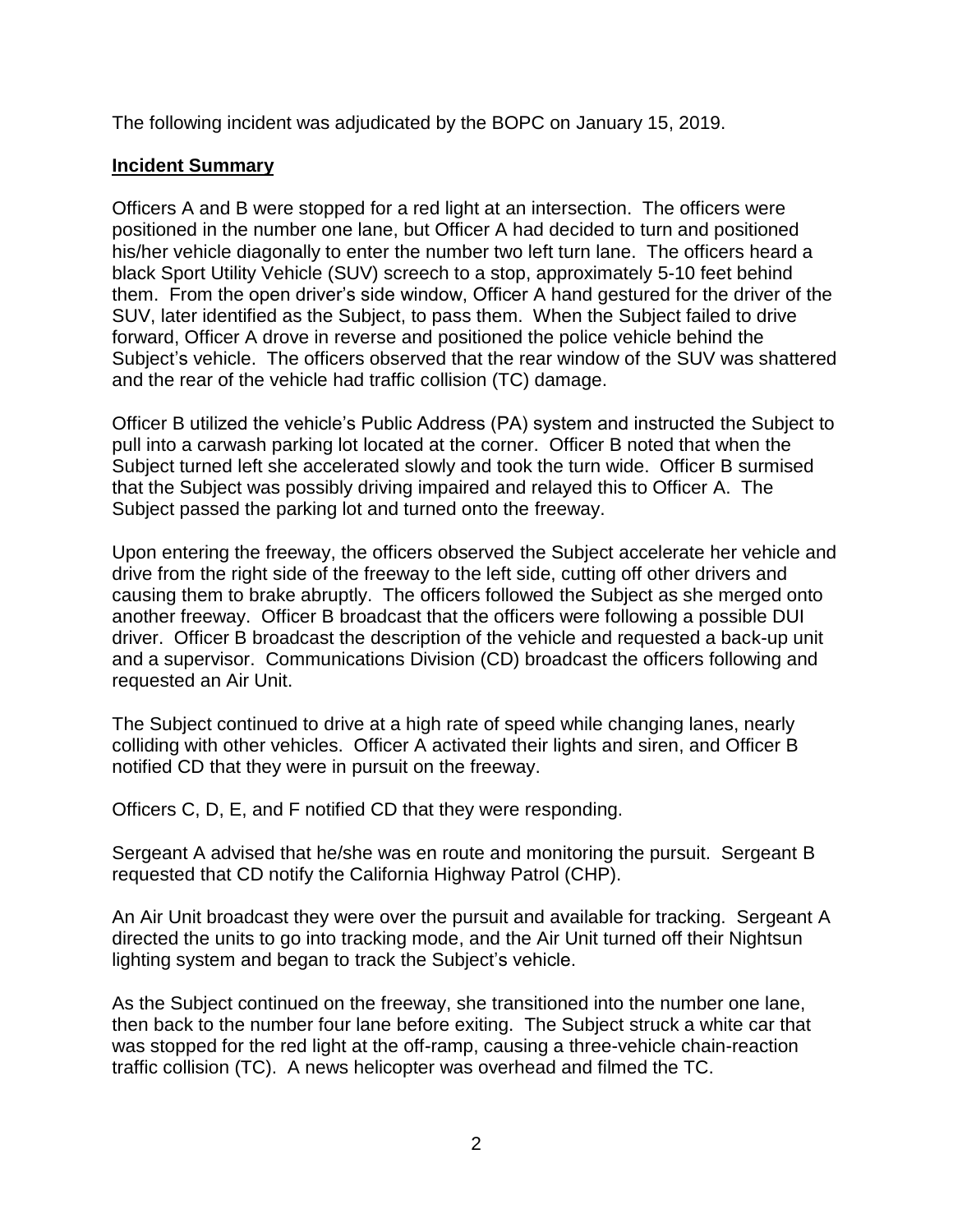The following incident was adjudicated by the BOPC on January 15, 2019.

**Incident Summary**

Officers A and B were stopped for a red light at an intersection. The officers were positioned in the number one lane, but Officer A had decided to turn and positioned his/her vehicle diagonally to enter the number two left turn lane. The officers heard a black Sport Utility Vehicle (SUV) screech to a stop, approximately 5-10 feet behind them. From the open driver's side window, Officer A hand gestured for the driver of the SUV, later identified as the Subject, to pass them. When the Subject failed to drive forward, Officer A drove in reverse and positioned the police vehicle behind the Subject's vehicle. The officers observed that the rear window of the SUV was shattered and the rear of the vehicle had traffic collision (TC) damage.

Officer B utilized the vehicle's Public Address (PA) system and instructed the Subject to pull into a carwash parking lot located at the corner. Officer B noted that when the Subject turned left she accelerated slowly and took the turn wide. Officer B surmised that the Subject was possibly driving impaired and relayed this to Officer A. The Subject passed the parking lot and turned onto the freeway.

Upon entering the freeway, the officers observed the Subject accelerate her vehicle and drive from the right side of the freeway to the left side, cutting off other drivers and causing them to brake abruptly. The officers followed the Subject as she merged onto another freeway. Officer B broadcast that the officers were following a possible DUI driver. Officer B broadcast the description of the vehicle and requested a back-up unit and a supervisor. Communications Division (CD) broadcast the officers following and requested an Air Unit.

The Subject continued to drive at a high rate of speed while changing lanes, nearly colliding with other vehicles. Officer A activated their lights and siren, and Officer B notified CD that they were in pursuit on the freeway.

Officers C, D, E, and F notified CD that they were responding.

Sergeant A advised that he/she was en route and monitoring the pursuit. Sergeant B requested that CD notify the California Highway Patrol (CHP).

An Air Unit broadcast they were over the pursuit and available for tracking. Sergeant A directed the units to go into tracking mode, and the Air Unit turned off their Nightsun lighting system and began to track the Subject's vehicle.

As the Subject continued on the freeway, she transitioned into the number one lane, then back to the number four lane before exiting. The Subject struck a white car that was stopped for the red light at the off-ramp, causing a three-vehicle chain-reaction traffic collision (TC). A news helicopter was overhead and filmed the TC.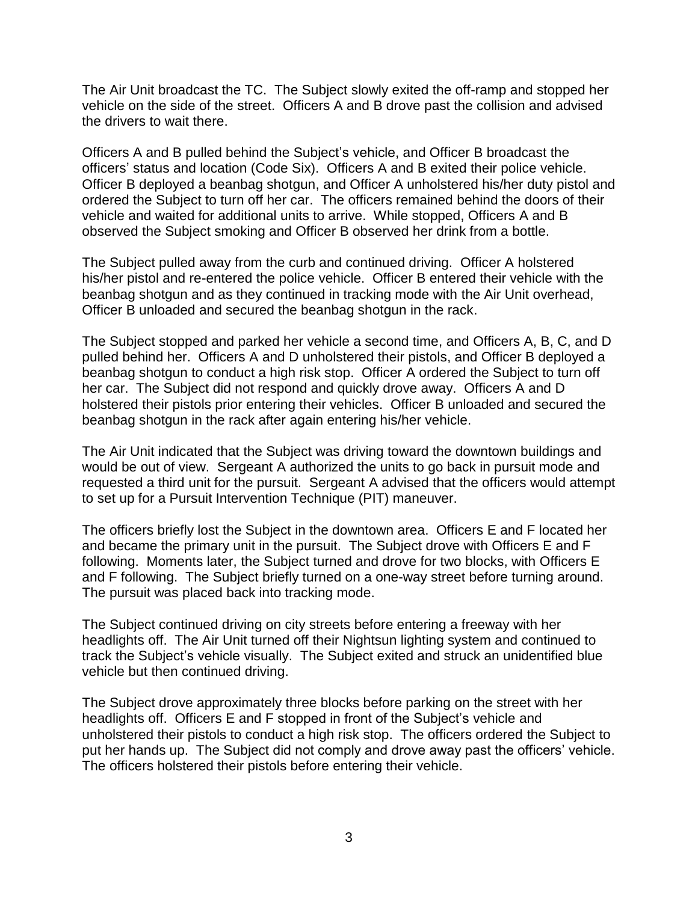The Air Unit broadcast the TC. The Subject slowly exited the off-ramp and stopped her vehicle on the side of the street. Officers A and B drove past the collision and advised the drivers to wait there.

Officers A and B pulled behind the Subject's vehicle, and Officer B broadcast the officers' status and location (Code Six). Officers A and B exited their police vehicle. Officer B deployed a beanbag shotgun, and Officer A unholstered his/her duty pistol and ordered the Subject to turn off her car. The officers remained behind the doors of their vehicle and waited for additional units to arrive. While stopped, Officers A and B observed the Subject smoking and Officer B observed her drink from a bottle.

The Subject pulled away from the curb and continued driving. Officer A holstered his/her pistol and re-entered the police vehicle. Officer B entered their vehicle with the beanbag shotgun and as they continued in tracking mode with the Air Unit overhead, Officer B unloaded and secured the beanbag shotgun in the rack.

The Subject stopped and parked her vehicle a second time, and Officers A, B, C, and D pulled behind her. Officers A and D unholstered their pistols, and Officer B deployed a beanbag shotgun to conduct a high risk stop. Officer A ordered the Subject to turn off her car. The Subject did not respond and quickly drove away. Officers A and D holstered their pistols prior entering their vehicles. Officer B unloaded and secured the beanbag shotgun in the rack after again entering his/her vehicle.

The Air Unit indicated that the Subject was driving toward the downtown buildings and would be out of view. Sergeant A authorized the units to go back in pursuit mode and requested a third unit for the pursuit. Sergeant A advised that the officers would attempt to set up for a Pursuit Intervention Technique (PIT) maneuver.

The officers briefly lost the Subject in the downtown area. Officers E and F located her and became the primary unit in the pursuit. The Subject drove with Officers E and F following. Moments later, the Subject turned and drove for two blocks, with Officers E and F following. The Subject briefly turned on a one-way street before turning around. The pursuit was placed back into tracking mode.

The Subject continued driving on city streets before entering a freeway with her headlights off. The Air Unit turned off their Nightsun lighting system and continued to track the Subject's vehicle visually. The Subject exited and struck an unidentified blue vehicle but then continued driving.

The Subject drove approximately three blocks before parking on the street with her headlights off. Officers E and F stopped in front of the Subject's vehicle and unholstered their pistols to conduct a high risk stop. The officers ordered the Subject to put her hands up. The Subject did not comply and drove away past the officers' vehicle. The officers holstered their pistols before entering their vehicle.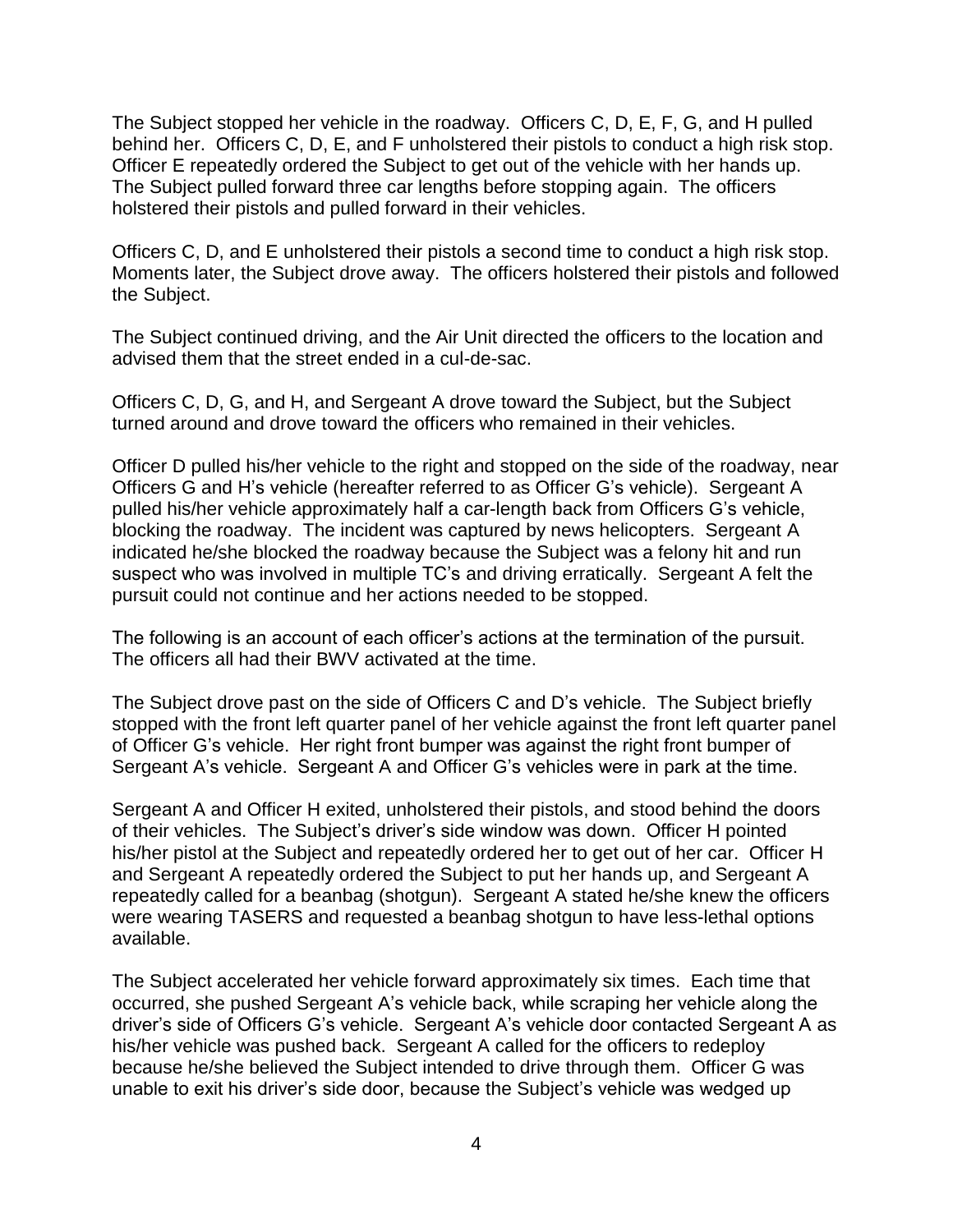The Subject stopped her vehicle in the roadway. Officers C, D, E, F, G, and H pulled behind her. Officers C, D, E, and F unholstered their pistols to conduct a high risk stop. Officer E repeatedly ordered the Subject to get out of the vehicle with her hands up. The Subject pulled forward three car lengths before stopping again. The officers holstered their pistols and pulled forward in their vehicles.

Officers C, D, and E unholstered their pistols a second time to conduct a high risk stop. Moments later, the Subject drove away. The officers holstered their pistols and followed the Subject.

The Subject continued driving, and the Air Unit directed the officers to the location and advised them that the street ended in a cul-de-sac.

Officers C, D, G, and H, and Sergeant A drove toward the Subject, but the Subject turned around and drove toward the officers who remained in their vehicles.

Officer D pulled his/her vehicle to the right and stopped on the side of the roadway, near Officers G and H's vehicle (hereafter referred to as Officer G's vehicle). Sergeant A pulled his/her vehicle approximately half a car-length back from Officers G's vehicle, blocking the roadway. The incident was captured by news helicopters. Sergeant A indicated he/she blocked the roadway because the Subject was a felony hit and run suspect who was involved in multiple TC's and driving erratically. Sergeant A felt the pursuit could not continue and her actions needed to be stopped.

The following is an account of each officer's actions at the termination of the pursuit. The officers all had their BWV activated at the time.

The Subject drove past on the side of Officers C and D's vehicle. The Subject briefly stopped with the front left quarter panel of her vehicle against the front left quarter panel of Officer G's vehicle. Her right front bumper was against the right front bumper of Sergeant A's vehicle. Sergeant A and Officer G's vehicles were in park at the time.

Sergeant A and Officer H exited, unholstered their pistols, and stood behind the doors of their vehicles. The Subject's driver's side window was down. Officer H pointed his/her pistol at the Subject and repeatedly ordered her to get out of her car. Officer H and Sergeant A repeatedly ordered the Subject to put her hands up, and Sergeant A repeatedly called for a beanbag (shotgun). Sergeant A stated he/she knew the officers were wearing TASERS and requested a beanbag shotgun to have less-lethal options available.

The Subject accelerated her vehicle forward approximately six times. Each time that occurred, she pushed Sergeant A's vehicle back, while scraping her vehicle along the driver's side of Officers G's vehicle. Sergeant A's vehicle door contacted Sergeant A as his/her vehicle was pushed back. Sergeant A called for the officers to redeploy because he/she believed the Subject intended to drive through them. Officer G was unable to exit his driver's side door, because the Subject's vehicle was wedged up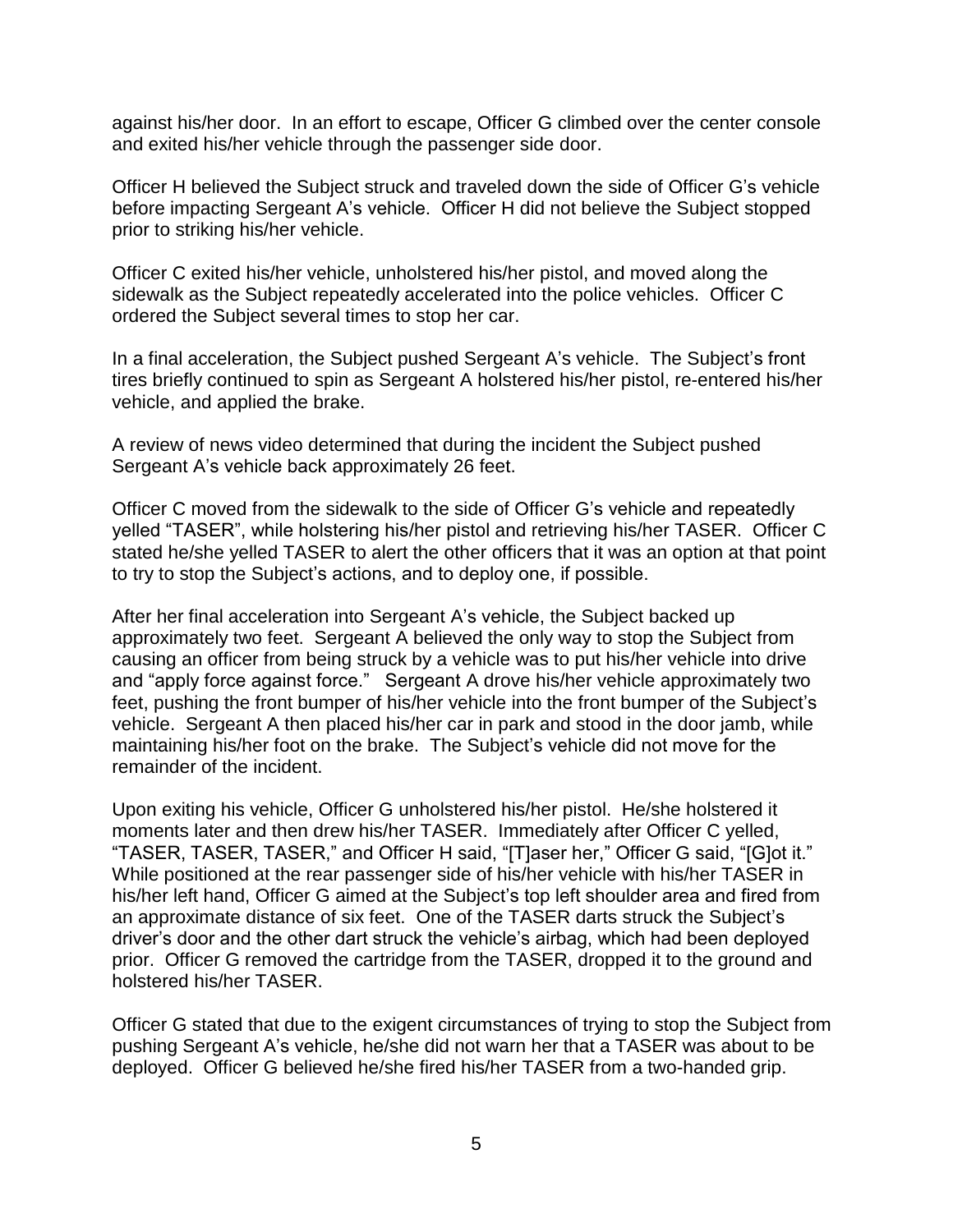against his/her door. In an effort to escape, Officer G climbed over the center console and exited his/her vehicle through the passenger side door.

Officer H believed the Subject struck and traveled down the side of Officer G's vehicle before impacting Sergeant A's vehicle. Officer H did not believe the Subject stopped prior to striking his/her vehicle.

Officer C exited his/her vehicle, unholstered his/her pistol, and moved along the sidewalk as the Subject repeatedly accelerated into the police vehicles. Officer C ordered the Subject several times to stop her car.

In a final acceleration, the Subject pushed Sergeant A's vehicle. The Subject's front tires briefly continued to spin as Sergeant A holstered his/her pistol, re-entered his/her vehicle, and applied the brake.

A review of news video determined that during the incident the Subject pushed Sergeant A's vehicle back approximately 26 feet.

Officer C moved from the sidewalk to the side of Officer G's vehicle and repeatedly yelled "TASER", while holstering his/her pistol and retrieving his/her TASER. Officer C stated he/she yelled TASER to alert the other officers that it was an option at that point to try to stop the Subject's actions, and to deploy one, if possible.

After her final acceleration into Sergeant A's vehicle, the Subject backed up approximately two feet. Sergeant A believed the only way to stop the Subject from causing an officer from being struck by a vehicle was to put his/her vehicle into drive and "apply force against force." Sergeant A drove his/her vehicle approximately two feet, pushing the front bumper of his/her vehicle into the front bumper of the Subject's vehicle. Sergeant A then placed his/her car in park and stood in the door jamb, while maintaining his/her foot on the brake. The Subject's vehicle did not move for the remainder of the incident.

Upon exiting his vehicle, Officer G unholstered his/her pistol. He/she holstered it moments later and then drew his/her TASER. Immediately after Officer C yelled, "TASER, TASER, TASER," and Officer H said, "[T]aser her," Officer G said, "[G]ot it." While positioned at the rear passenger side of his/her vehicle with his/her TASER in his/her left hand, Officer G aimed at the Subject's top left shoulder area and fired from an approximate distance of six feet. One of the TASER darts struck the Subject's driver's door and the other dart struck the vehicle's airbag, which had been deployed prior. Officer G removed the cartridge from the TASER, dropped it to the ground and holstered his/her TASER.

Officer G stated that due to the exigent circumstances of trying to stop the Subject from pushing Sergeant A's vehicle, he/she did not warn her that a TASER was about to be deployed. Officer G believed he/she fired his/her TASER from a two-handed grip.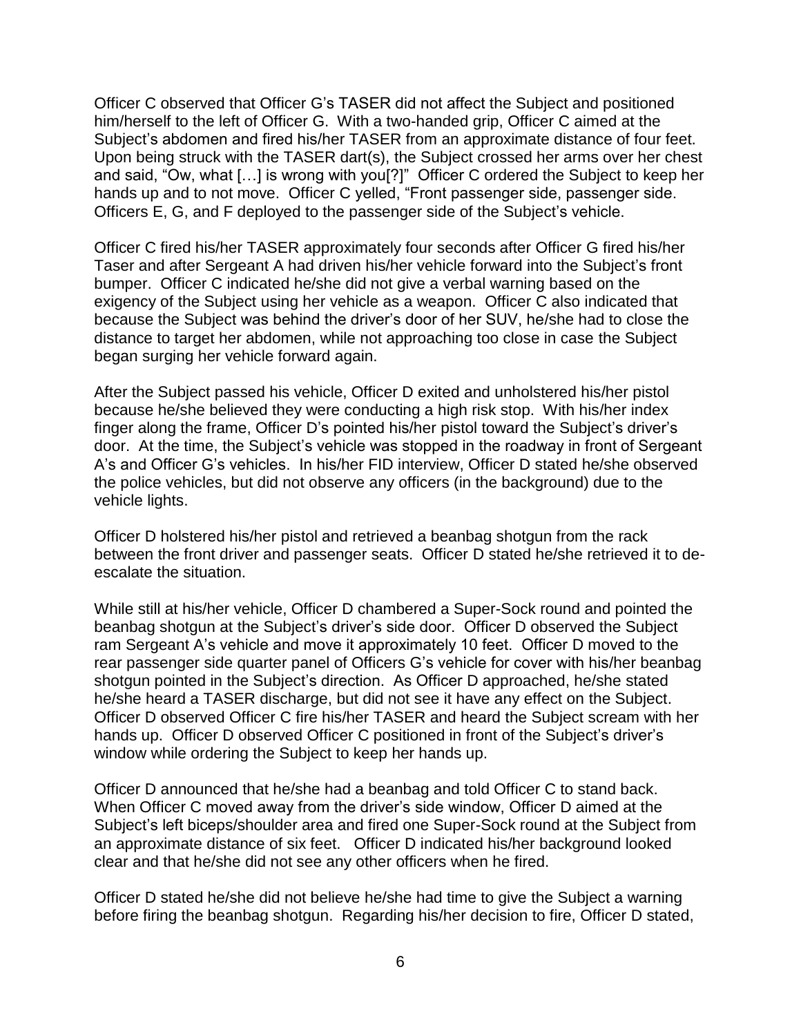Officer C observed that Officer G's TASER did not affect the Subject and positioned him/herself to the left of Officer G. With a two-handed grip, Officer C aimed at the Subject's abdomen and fired his/her TASER from an approximate distance of four feet. Upon being struck with the TASER dart(s), the Subject crossed her arms over her chest and said, "Ow, what […] is wrong with you[?]" Officer C ordered the Subject to keep her hands up and to not move. Officer C yelled, "Front passenger side, passenger side. Officers E, G, and F deployed to the passenger side of the Subject's vehicle.

Officer C fired his/her TASER approximately four seconds after Officer G fired his/her Taser and after Sergeant A had driven his/her vehicle forward into the Subject's front bumper. Officer C indicated he/she did not give a verbal warning based on the exigency of the Subject using her vehicle as a weapon. Officer C also indicated that because the Subject was behind the driver's door of her SUV, he/she had to close the distance to target her abdomen, while not approaching too close in case the Subject began surging her vehicle forward again.

After the Subject passed his vehicle, Officer D exited and unholstered his/her pistol because he/she believed they were conducting a high risk stop. With his/her index finger along the frame, Officer D's pointed his/her pistol toward the Subject's driver's door. At the time, the Subject's vehicle was stopped in the roadway in front of Sergeant A's and Officer G's vehicles. In his/her FID interview, Officer D stated he/she observed the police vehicles, but did not observe any officers (in the background) due to the vehicle lights.

Officer D holstered his/her pistol and retrieved a beanbag shotgun from the rack between the front driver and passenger seats. Officer D stated he/she retrieved it to de-escalate the situation.

While still at his/her vehicle, Officer D chambered a Super-Sock round and pointed the beanbag shotgun at the Subject's driver's side door. Officer D observed the Subject ram Sergeant A's vehicle and move it approximately 10 feet. Officer D moved to the rear passenger side quarter panel of Officers G's vehicle for cover with his/her beanbag shotgun pointed in the Subject's direction. As Officer D approached, he/she stated he/she heard a TASER discharge, but did not see it have any effect on the Subject. Officer D observed Officer C fire his/her TASER and heard the Subject scream with her hands up. Officer D observed Officer C positioned in front of the Subject's driver's window while ordering the Subject to keep her hands up.

Officer D announced that he/she had a beanbag and told Officer C to stand back. When Officer C moved away from the driver's side window, Officer D aimed at the Subject's left biceps/shoulder area and fired one Super-Sock round at the Subject from an approximate distance of six feet. Officer D indicated his/her background looked clear and that he/she did not see any other officers when he fired.

Officer D stated he/she did not believe he/she had time to give the Subject a warning before firing the beanbag shotgun. Regarding his/her decision to fire, Officer D stated,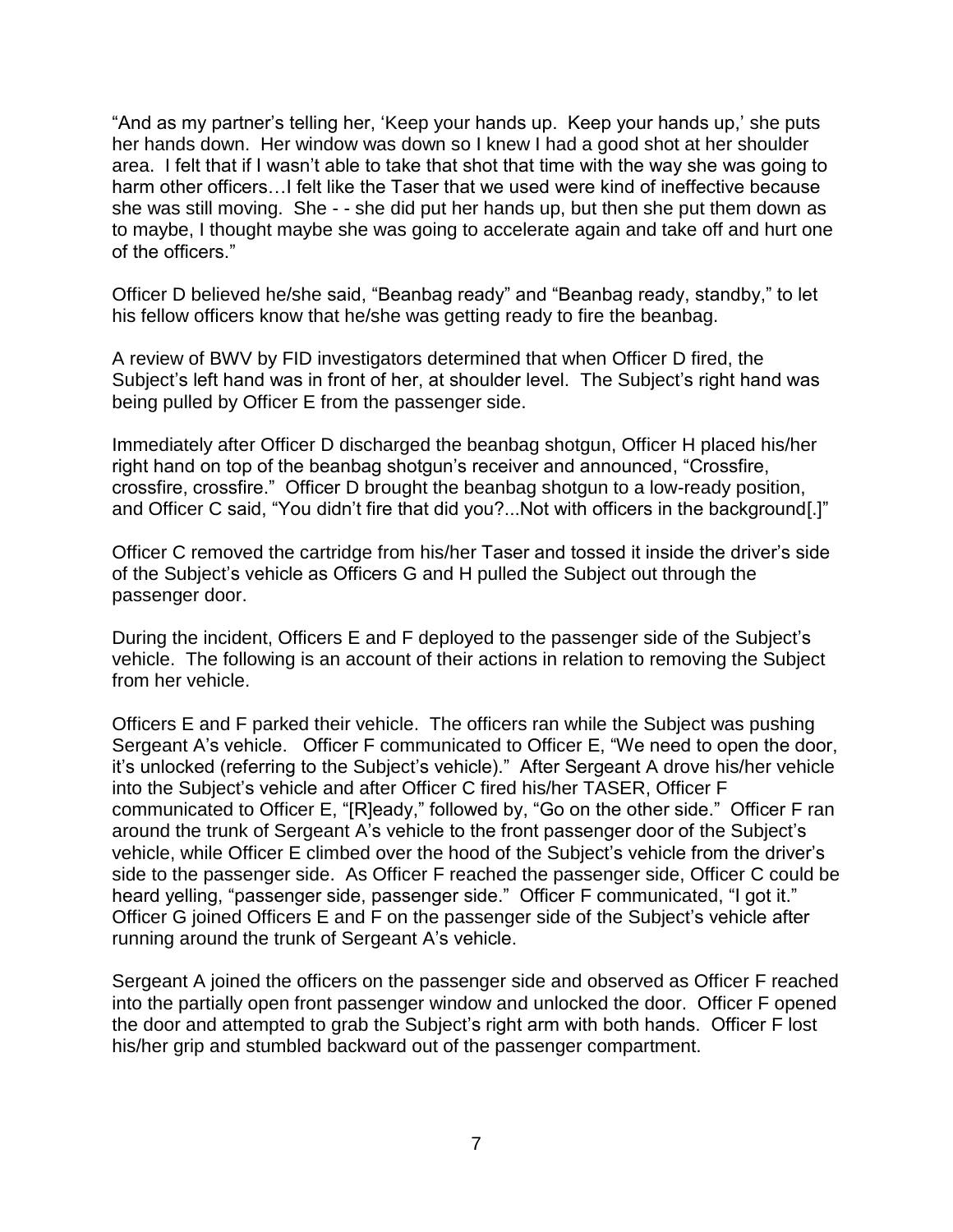"And as my partner's telling her, 'Keep your hands up. Keep your hands up,' she puts her hands down. Her window was down so I knew I had a good shot at her shoulder area. I felt that if I wasn't able to take that shot that time with the way she was going to harm other officers…I felt like the Taser that we used were kind of ineffective because she was still moving. She - - she did put her hands up, but then she put them down as to maybe, I thought maybe she was going to accelerate again and take off and hurt one of the officers."

Officer D believed he/she said, "Beanbag ready" and "Beanbag ready, standby," to let his fellow officers know that he/she was getting ready to fire the beanbag.

A review of BWV by FID investigators determined that when Officer D fired, the Subject's left hand was in front of her, at shoulder level. The Subject's right hand was being pulled by Officer E from the passenger side.

Immediately after Officer D discharged the beanbag shotgun, Officer H placed his/her right hand on top of the beanbag shotgun's receiver and announced, "Crossfire, crossfire, crossfire." Officer D brought the beanbag shotgun to a low-ready position, and Officer C said, "You didn't fire that did you?...Not with officers in the background[.]"

Officer C removed the cartridge from his/her Taser and tossed it inside the driver's side of the Subject's vehicle as Officers G and H pulled the Subject out through the passenger door.

During the incident, Officers E and F deployed to the passenger side of the Subject's vehicle. The following is an account of their actions in relation to removing the Subject from her vehicle.

Officers E and F parked their vehicle. The officers ran while the Subject was pushing Sergeant A's vehicle. Officer F communicated to Officer E, "We need to open the door, it's unlocked (referring to the Subject's vehicle)." After Sergeant A drove his/her vehicle into the Subject's vehicle and after Officer C fired his/her TASER, Officer F communicated to Officer E, "[R]eady," followed by, "Go on the other side." Officer F ran around the trunk of Sergeant A's vehicle to the front passenger door of the Subject's vehicle, while Officer E climbed over the hood of the Subject's vehicle from the driver's side to the passenger side. As Officer F reached the passenger side, Officer C could be heard yelling, "passenger side, passenger side." Officer F communicated, "I got it." Officer G joined Officers E and F on the passenger side of the Subject's vehicle after running around the trunk of Sergeant A's vehicle.

Sergeant A joined the officers on the passenger side and observed as Officer F reached into the partially open front passenger window and unlocked the door. Officer F opened the door and attempted to grab the Subject's right arm with both hands. Officer F lost his/her grip and stumbled backward out of the passenger compartment.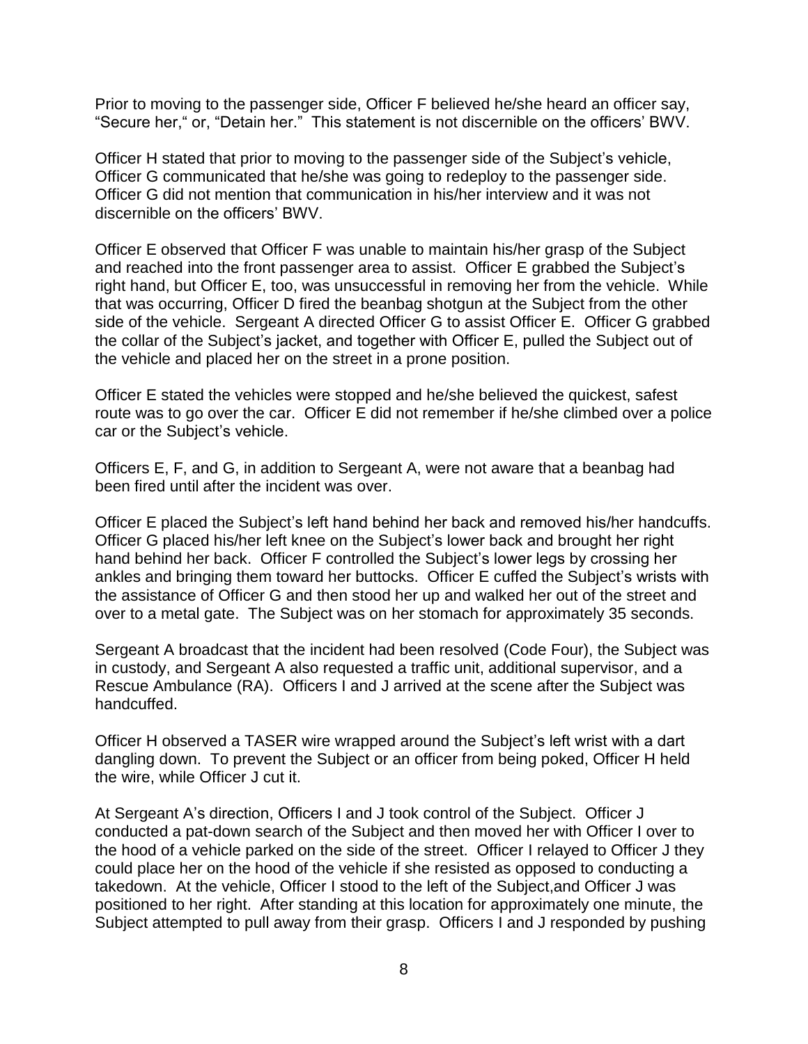Prior to moving to the passenger side, Officer F believed he/she heard an officer say, "Secure her," or, "Detain her." This statement is not discernible on the officers' BWV.

Officer H stated that prior to moving to the passenger side of the Subject's vehicle, Officer G communicated that he/she was going to redeploy to the passenger side. Officer G did not mention that communication in his/her interview and it was not discernible on the officers' BWV.

Officer E observed that Officer F was unable to maintain his/her grasp of the Subject and reached into the front passenger area to assist. Officer E grabbed the Subject's right hand, but Officer E, too, was unsuccessful in removing her from the vehicle. While that was occurring, Officer D fired the beanbag shotgun at the Subject from the other side of the vehicle. Sergeant A directed Officer G to assist Officer E. Officer G grabbed the collar of the Subject's jacket, and together with Officer E, pulled the Subject out of the vehicle and placed her on the street in a prone position.

Officer E stated the vehicles were stopped and he/she believed the quickest, safest route was to go over the car. Officer E did not remember if he/she climbed over a police car or the Subject's vehicle.

Officers E, F, and G, in addition to Sergeant A, were not aware that a beanbag had been fired until after the incident was over.

Officer E placed the Subject's left hand behind her back and removed his/her handcuffs. Officer G placed his/her left knee on the Subject's lower back and brought her right hand behind her back. Officer F controlled the Subject's lower legs by crossing her ankles and bringing them toward her buttocks. Officer E cuffed the Subject's wrists with the assistance of Officer G and then stood her up and walked her out of the street and over to a metal gate. The Subject was on her stomach for approximately 35 seconds.

Sergeant A broadcast that the incident had been resolved (Code Four), the Subject was in custody, and Sergeant A also requested a traffic unit, additional supervisor, and a Rescue Ambulance (RA). Officers I and J arrived at the scene after the Subject was handcuffed.

Officer H observed a TASER wire wrapped around the Subject's left wrist with a dart dangling down. To prevent the Subject or an officer from being poked, Officer H held the wire, while Officer J cut it.

At Sergeant A's direction, Officers I and J took control of the Subject. Officer J conducted a pat-down search of the Subject and then moved her with Officer I over to the hood of a vehicle parked on the side of the street. Officer I relayed to Officer J they could place her on the hood of the vehicle if she resisted as opposed to conducting a takedown. At the vehicle, Officer I stood to the left of the Subject,and Officer J was positioned to her right. After standing at this location for approximately one minute, the Subject attempted to pull away from their grasp. Officers I and J responded by pushing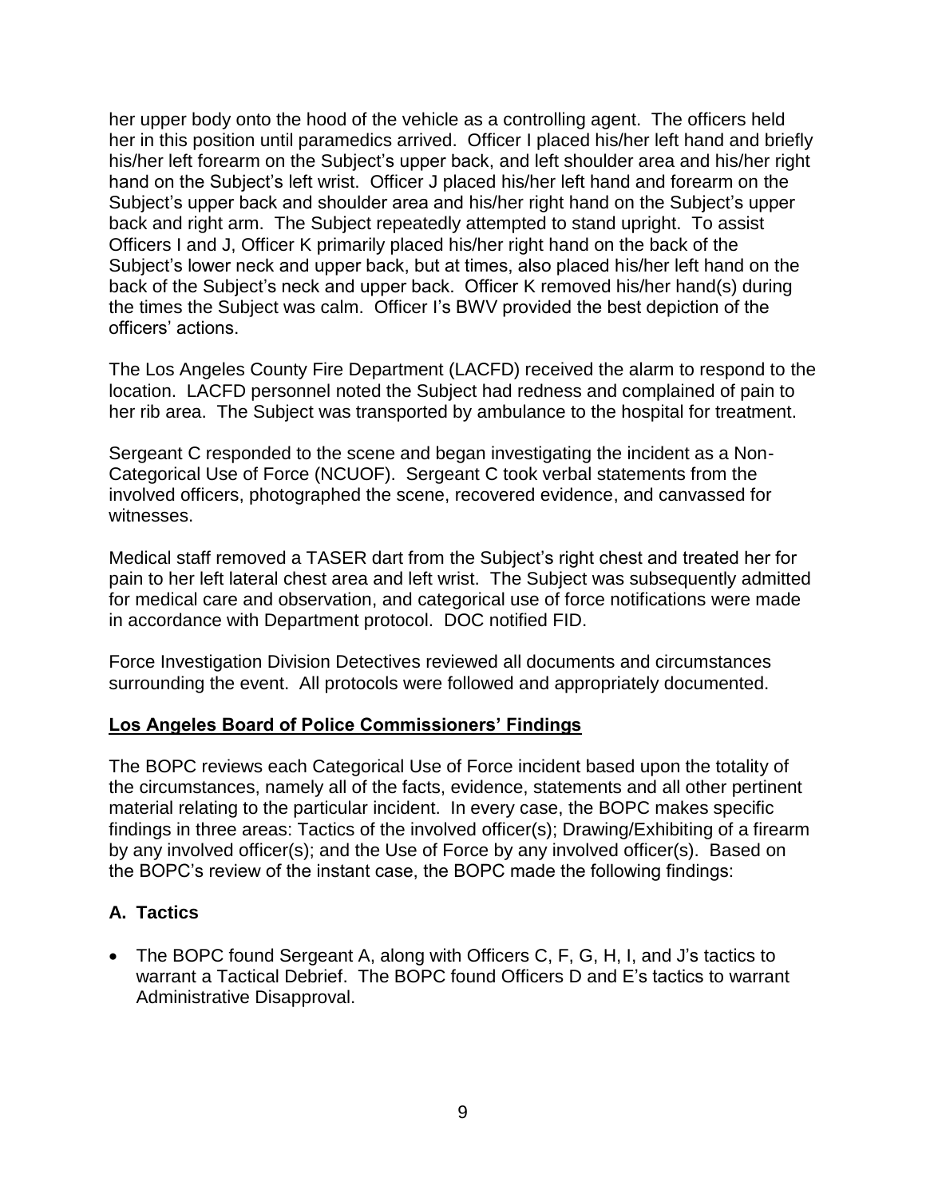her upper body onto the hood of the vehicle as a controlling agent. The officers held her in this position until paramedics arrived. Officer I placed his/her left hand and briefly his/her left forearm on the Subject's upper back, and left shoulder area and his/her right hand on the Subject's left wrist. Officer J placed his/her left hand and forearm on the Subject's upper back and shoulder area and his/her right hand on the Subject's upper back and right arm. The Subject repeatedly attempted to stand upright. To assist Officers I and J, Officer K primarily placed his/her right hand on the back of the Subject's lower neck and upper back, but at times, also placed his/her left hand on the back of the Subject's neck and upper back. Officer K removed his/her hand(s) during the times the Subject was calm. Officer I's BWV provided the best depiction of the officers' actions.

The Los Angeles County Fire Department (LACFD) received the alarm to respond to the location. LACFD personnel noted the Subject had redness and complained of pain to her rib area. The Subject was transported by ambulance to the hospital for treatment.

Sergeant C responded to the scene and began investigating the incident as a Non-Categorical Use of Force (NCUOF). Sergeant C took verbal statements from the involved officers, photographed the scene, recovered evidence, and canvassed for witnesses.

Medical staff removed a TASER dart from the Subject's right chest and treated her for pain to her left lateral chest area and left wrist. The Subject was subsequently admitted for medical care and observation, and categorical use of force notifications were made in accordance with Department protocol. DOC notified FID.

Force Investigation Division Detectives reviewed all documents and circumstances surrounding the event. All protocols were followed and appropriately documented.

## Los Angeles Board of Police Commissioners' Findings

The BOPC reviews each Categorical Use of Force incident based upon the totality of the circumstances, namely all of the facts, evidence, statements and all other pertinent material relating to the particular incident. In every case, the BOPC makes specific findings in three areas: Tactics of the involved officer(s); Drawing/Exhibiting of a firearm by any involved officer(s); and the Use of Force by any involved officer(s). Based on the BOPC's review of the instant case, the BOPC made the following findings:

### A. Tactics

- The BOPC found Sergeant A, along with Officers C, F, G, H, I, and J's tactics to warrant a Tactical Debrief. The BOPC found Officers D and E's tactics to warrant Administrative Disapproval.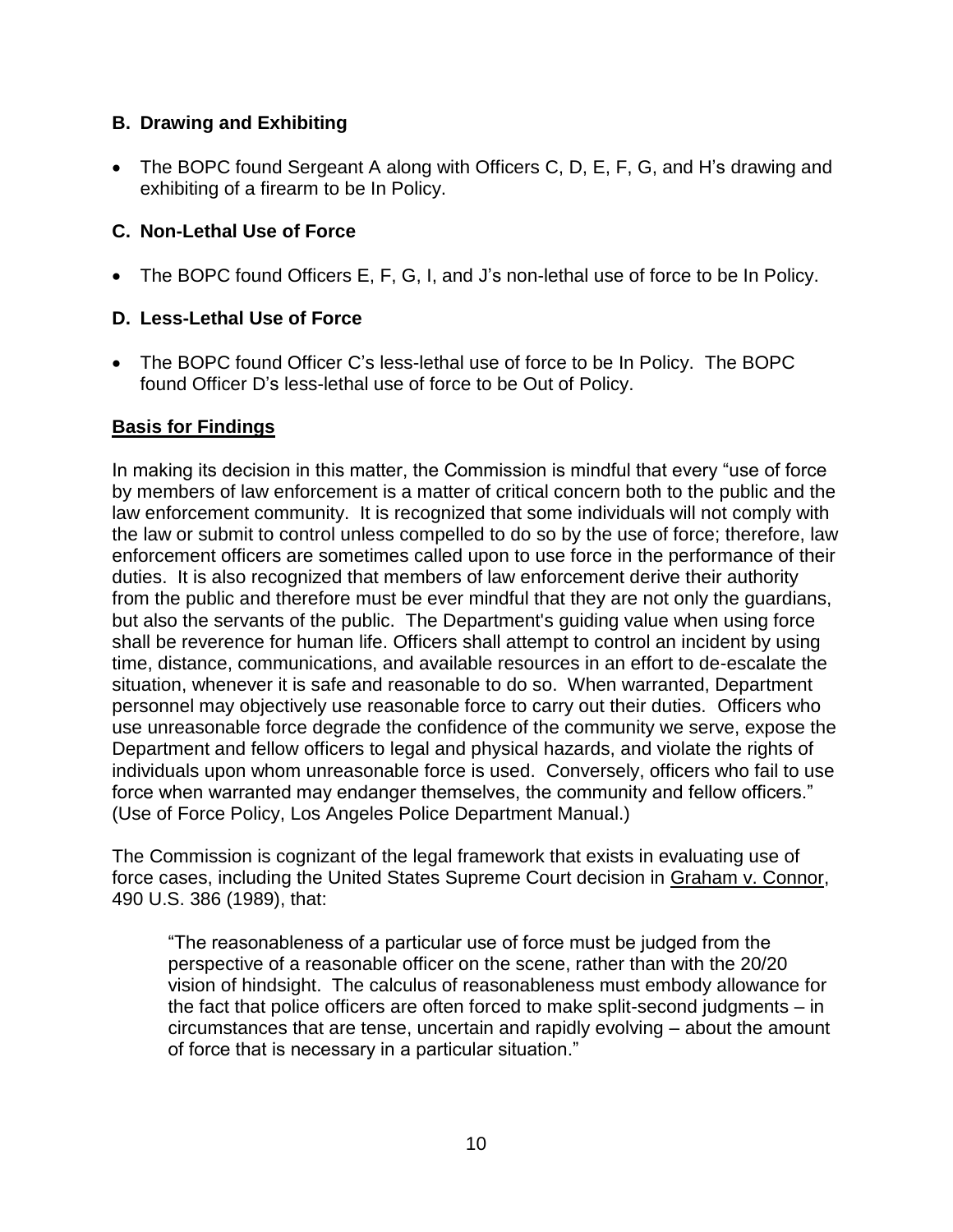### B. Drawing and Exhibiting

- The BOPC found Sergeant A along with Officers C, D, E, F, G, and H's drawing and exhibiting of a firearm to be In Policy.

### C. Non-Lethal Use of Force

- The BOPC found Officers E, F, G, I, and J's non-lethal use of force to be In Policy.

### D. Less-Lethal Use of Force

- The BOPC found Officer C's less-lethal use of force to be In Policy. The BOPC found Officer D's less-lethal use of force to be Out of Policy.

**Basis for Findings**

In making its decision in this matter, the Commission is mindful that every "use of force by members of law enforcement is a matter of critical concern both to the public and the law enforcement community. It is recognized that some individuals will not comply with the law or submit to control unless compelled to do so by the use of force; therefore, law enforcement officers are sometimes called upon to use force in the performance of their duties. It is also recognized that members of law enforcement derive their authority from the public and therefore must be ever mindful that they are not only the guardians, but also the servants of the public. The Department's guiding value when using force shall be reverence for human life. Officers shall attempt to control an incident by using time, distance, communications, and available resources in an effort to de-escalate the situation, whenever it is safe and reasonable to do so. When warranted, Department personnel may objectively use reasonable force to carry out their duties. Officers who use unreasonable force degrade the confidence of the community we serve, expose the Department and fellow officers to legal and physical hazards, and violate the rights of individuals upon whom unreasonable force is used. Conversely, officers who fail to use force when warranted may endanger themselves, the community and fellow officers." (Use of Force Policy, Los Angeles Police Department Manual.)

The Commission is cognizant of the legal framework that exists in evaluating use of force cases, including the United States Supreme Court decision in Graham v. Connor, 490 U.S. 386 (1989), that:

> "The reasonableness of a particular use of force must be judged from the perspective of a reasonable officer on the scene, rather than with the 20/20 vision of hindsight. The calculus of reasonableness must embody allowance for the fact that police officers are often forced to make split-second judgments – in circumstances that are tense, uncertain and rapidly evolving – about the amount of force that is necessary in a particular situation."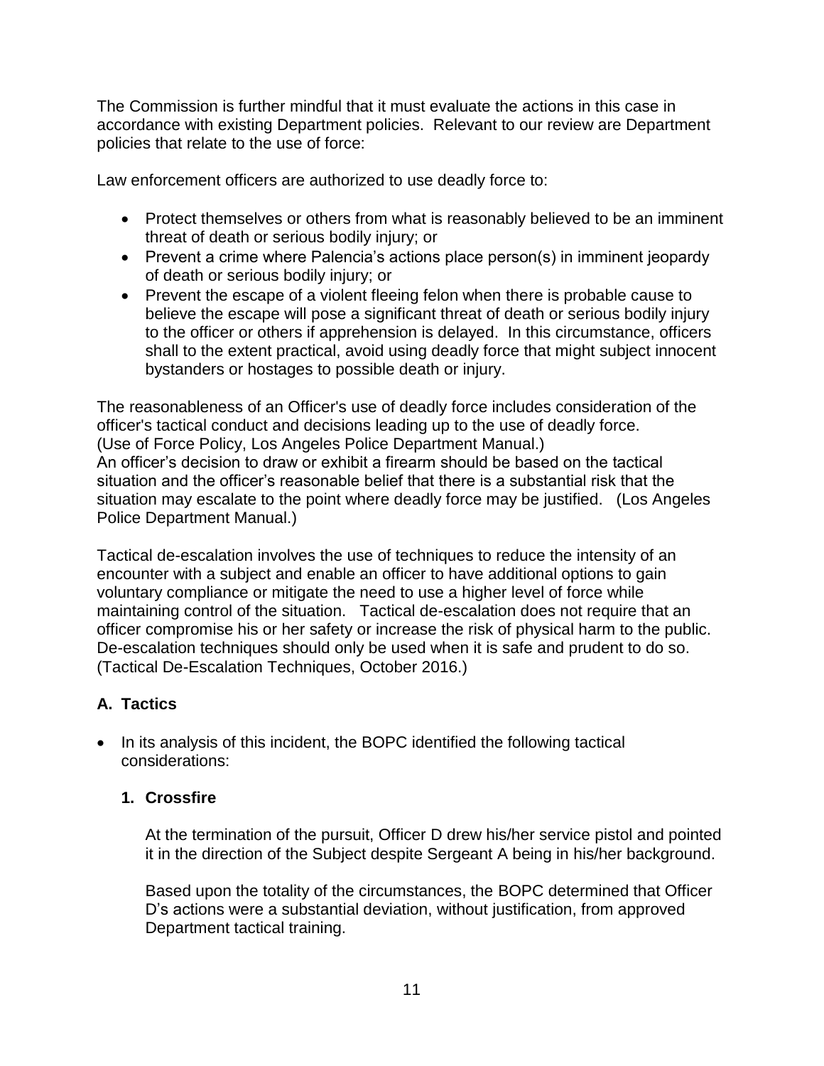The Commission is further mindful that it must evaluate the actions in this case in accordance with existing Department policies. Relevant to our review are Department policies that relate to the use of force:

Law enforcement officers are authorized to use deadly force to:

- Protect themselves or others from what is reasonably believed to be an imminent threat of death or serious bodily injury; or
- Prevent a crime where Palencia's actions place person(s) in imminent jeopardy of death or serious bodily injury; or
- Prevent the escape of a violent fleeing felon when there is probable cause to believe the escape will pose a significant threat of death or serious bodily injury to the officer or others if apprehension is delayed. In this circumstance, officers shall to the extent practical, avoid using deadly force that might subject innocent bystanders or hostages to possible death or injury.

The reasonableness of an Officer's use of deadly force includes consideration of the officer's tactical conduct and decisions leading up to the use of deadly force. (Use of Force Policy, Los Angeles Police Department Manual.)
An officer's decision to draw or exhibit a firearm should be based on the tactical situation and the officer's reasonable belief that there is a substantial risk that the situation may escalate to the point where deadly force may be justified. (Los Angeles Police Department Manual.)

Tactical de-escalation involves the use of techniques to reduce the intensity of an encounter with a subject and enable an officer to have additional options to gain voluntary compliance or mitigate the need to use a higher level of force while maintaining control of the situation. Tactical de-escalation does not require that an officer compromise his or her safety or increase the risk of physical harm to the public. De-escalation techniques should only be used when it is safe and prudent to do so. (Tactical De-Escalation Techniques, October 2016.)

## A. Tactics

- In its analysis of this incident, the BOPC identified the following tactical considerations:

### 1. Crossfire

At the termination of the pursuit, Officer D drew his/her service pistol and pointed it in the direction of the Subject despite Sergeant A being in his/her background.

Based upon the totality of the circumstances, the BOPC determined that Officer D's actions were a substantial deviation, without justification, from approved Department tactical training.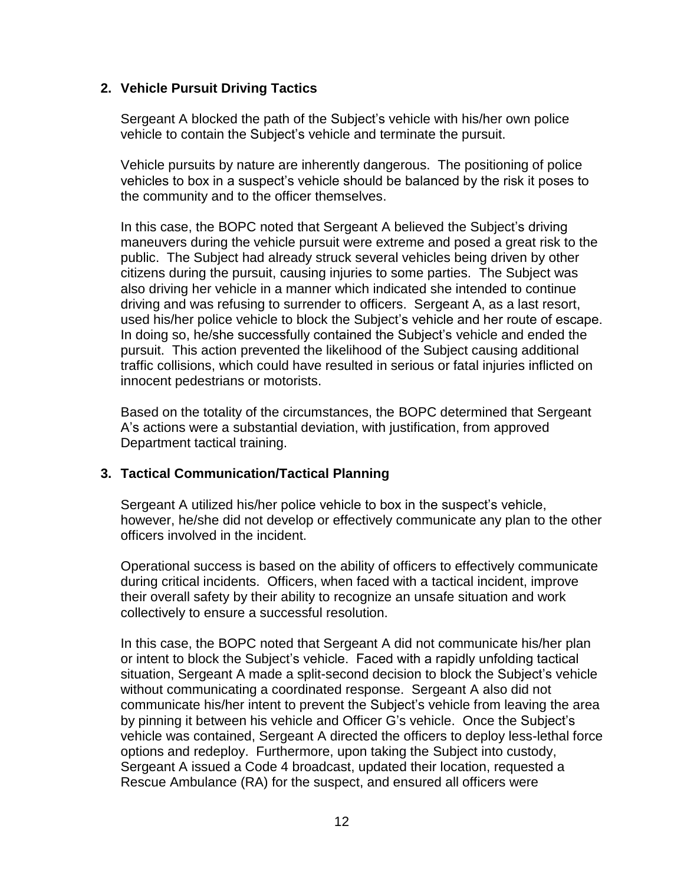**2. Vehicle Pursuit Driving Tactics**

Sergeant A blocked the path of the Subject's vehicle with his/her own police vehicle to contain the Subject's vehicle and terminate the pursuit.

Vehicle pursuits by nature are inherently dangerous. The positioning of police vehicles to box in a suspect's vehicle should be balanced by the risk it poses to the community and to the officer themselves.

In this case, the BOPC noted that Sergeant A believed the Subject's driving maneuvers during the vehicle pursuit were extreme and posed a great risk to the public. The Subject had already struck several vehicles being driven by other citizens during the pursuit, causing injuries to some parties. The Subject was also driving her vehicle in a manner which indicated she intended to continue driving and was refusing to surrender to officers. Sergeant A, as a last resort, used his/her police vehicle to block the Subject's vehicle and her route of escape. In doing so, he/she successfully contained the Subject's vehicle and ended the pursuit. This action prevented the likelihood of the Subject causing additional traffic collisions, which could have resulted in serious or fatal injuries inflicted on innocent pedestrians or motorists.

Based on the totality of the circumstances, the BOPC determined that Sergeant A's actions were a substantial deviation, with justification, from approved Department tactical training.

**3. Tactical Communication/Tactical Planning**

Sergeant A utilized his/her police vehicle to box in the suspect's vehicle, however, he/she did not develop or effectively communicate any plan to the other officers involved in the incident.

Operational success is based on the ability of officers to effectively communicate during critical incidents. Officers, when faced with a tactical incident, improve their overall safety by their ability to recognize an unsafe situation and work collectively to ensure a successful resolution.

In this case, the BOPC noted that Sergeant A did not communicate his/her plan or intent to block the Subject's vehicle. Faced with a rapidly unfolding tactical situation, Sergeant A made a split-second decision to block the Subject's vehicle without communicating a coordinated response. Sergeant A also did not communicate his/her intent to prevent the Subject's vehicle from leaving the area by pinning it between his vehicle and Officer G's vehicle. Once the Subject's vehicle was contained, Sergeant A directed the officers to deploy less-lethal force options and redeploy. Furthermore, upon taking the Subject into custody, Sergeant A issued a Code 4 broadcast, updated their location, requested a Rescue Ambulance (RA) for the suspect, and ensured all officers were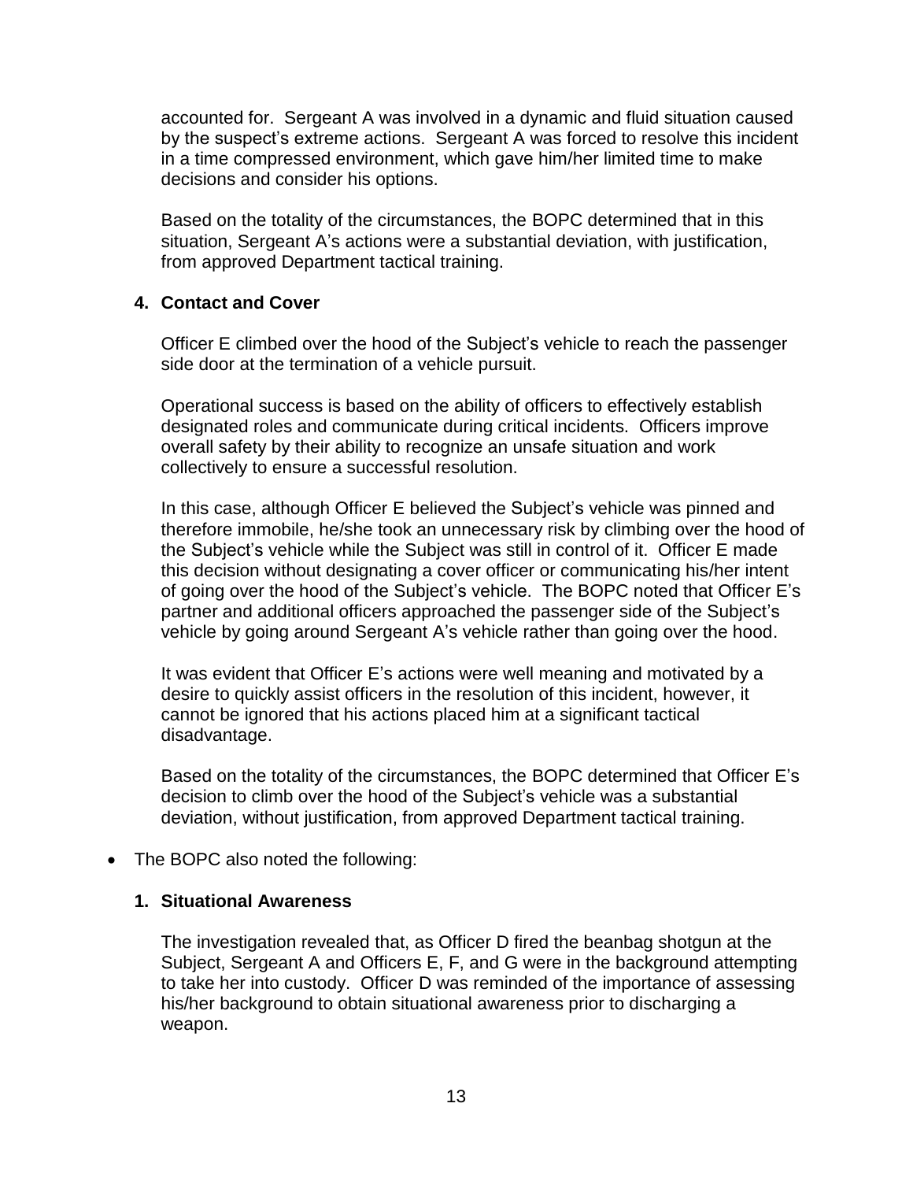accounted for. Sergeant A was involved in a dynamic and fluid situation caused by the suspect's extreme actions. Sergeant A was forced to resolve this incident in a time compressed environment, which gave him/her limited time to make decisions and consider his options.

Based on the totality of the circumstances, the BOPC determined that in this situation, Sergeant A's actions were a substantial deviation, with justification, from approved Department tactical training.

**4. Contact and Cover**

Officer E climbed over the hood of the Subject's vehicle to reach the passenger side door at the termination of a vehicle pursuit.

Operational success is based on the ability of officers to effectively establish designated roles and communicate during critical incidents. Officers improve overall safety by their ability to recognize an unsafe situation and work collectively to ensure a successful resolution.

In this case, although Officer E believed the Subject's vehicle was pinned and therefore immobile, he/she took an unnecessary risk by climbing over the hood of the Subject's vehicle while the Subject was still in control of it. Officer E made this decision without designating a cover officer or communicating his/her intent of going over the hood of the Subject's vehicle. The BOPC noted that Officer E's partner and additional officers approached the passenger side of the Subject's vehicle by going around Sergeant A's vehicle rather than going over the hood.

It was evident that Officer E's actions were well meaning and motivated by a desire to quickly assist officers in the resolution of this incident, however, it cannot be ignored that his actions placed him at a significant tactical disadvantage.

Based on the totality of the circumstances, the BOPC determined that Officer E's decision to climb over the hood of the Subject's vehicle was a substantial deviation, without justification, from approved Department tactical training.

- The BOPC also noted the following:

**1. Situational Awareness**

The investigation revealed that, as Officer D fired the beanbag shotgun at the Subject, Sergeant A and Officers E, F, and G were in the background attempting to take her into custody. Officer D was reminded of the importance of assessing his/her background to obtain situational awareness prior to discharging a weapon.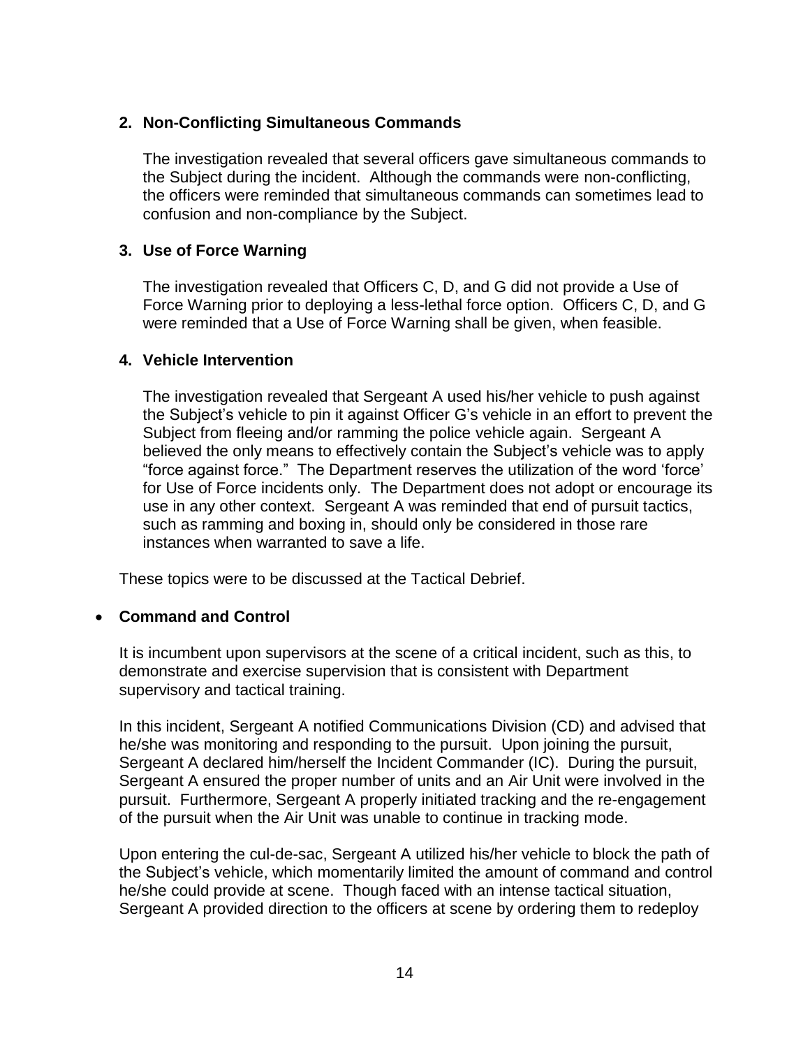**2. Non-Conflicting Simultaneous Commands**

The investigation revealed that several officers gave simultaneous commands to the Subject during the incident. Although the commands were non-conflicting, the officers were reminded that simultaneous commands can sometimes lead to confusion and non-compliance by the Subject.

**3. Use of Force Warning**

The investigation revealed that Officers C, D, and G did not provide a Use of Force Warning prior to deploying a less-lethal force option. Officers C, D, and G were reminded that a Use of Force Warning shall be given, when feasible.

**4. Vehicle Intervention**

The investigation revealed that Sergeant A used his/her vehicle to push against the Subject's vehicle to pin it against Officer G's vehicle in an effort to prevent the Subject from fleeing and/or ramming the police vehicle again. Sergeant A believed the only means to effectively contain the Subject's vehicle was to apply "force against force." The Department reserves the utilization of the word 'force' for Use of Force incidents only. The Department does not adopt or encourage its use in any other context. Sergeant A was reminded that end of pursuit tactics, such as ramming and boxing in, should only be considered in those rare instances when warranted to save a life.

These topics were to be discussed at the Tactical Debrief.

- **Command and Control**

It is incumbent upon supervisors at the scene of a critical incident, such as this, to demonstrate and exercise supervision that is consistent with Department supervisory and tactical training.

In this incident, Sergeant A notified Communications Division (CD) and advised that he/she was monitoring and responding to the pursuit. Upon joining the pursuit, Sergeant A declared him/herself the Incident Commander (IC). During the pursuit, Sergeant A ensured the proper number of units and an Air Unit were involved in the pursuit. Furthermore, Sergeant A properly initiated tracking and the re-engagement of the pursuit when the Air Unit was unable to continue in tracking mode.

Upon entering the cul-de-sac, Sergeant A utilized his/her vehicle to block the path of the Subject's vehicle, which momentarily limited the amount of command and control he/she could provide at scene. Though faced with an intense tactical situation, Sergeant A provided direction to the officers at scene by ordering them to redeploy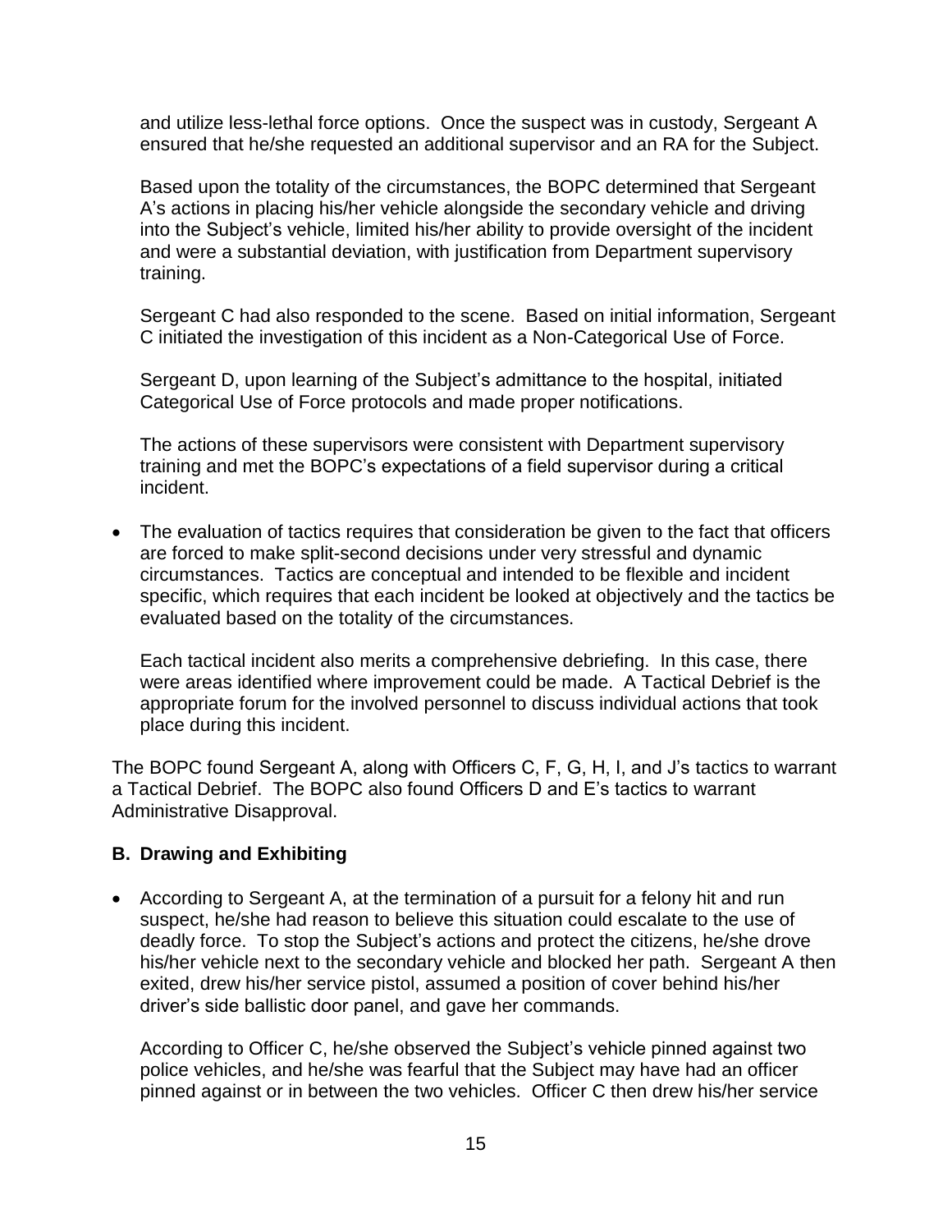and utilize less-lethal force options. Once the suspect was in custody, Sergeant A ensured that he/she requested an additional supervisor and an RA for the Subject.

Based upon the totality of the circumstances, the BOPC determined that Sergeant A's actions in placing his/her vehicle alongside the secondary vehicle and driving into the Subject's vehicle, limited his/her ability to provide oversight of the incident and were a substantial deviation, with justification from Department supervisory training.

Sergeant C had also responded to the scene. Based on initial information, Sergeant C initiated the investigation of this incident as a Non-Categorical Use of Force.

Sergeant D, upon learning of the Subject's admittance to the hospital, initiated Categorical Use of Force protocols and made proper notifications.

The actions of these supervisors were consistent with Department supervisory training and met the BOPC's expectations of a field supervisor during a critical incident.

- The evaluation of tactics requires that consideration be given to the fact that officers are forced to make split-second decisions under very stressful and dynamic circumstances. Tactics are conceptual and intended to be flexible and incident specific, which requires that each incident be looked at objectively and the tactics be evaluated based on the totality of the circumstances.

  Each tactical incident also merits a comprehensive debriefing. In this case, there were areas identified where improvement could be made. A Tactical Debrief is the appropriate forum for the involved personnel to discuss individual actions that took place during this incident.

The BOPC found Sergeant A, along with Officers C, F, G, H, I, and J's tactics to warrant a Tactical Debrief. The BOPC also found Officers D and E's tactics to warrant Administrative Disapproval.

### B. Drawing and Exhibiting

- According to Sergeant A, at the termination of a pursuit for a felony hit and run suspect, he/she had reason to believe this situation could escalate to the use of deadly force. To stop the Subject's actions and protect the citizens, he/she drove his/her vehicle next to the secondary vehicle and blocked her path. Sergeant A then exited, drew his/her service pistol, assumed a position of cover behind his/her driver's side ballistic door panel, and gave her commands.

  According to Officer C, he/she observed the Subject's vehicle pinned against two police vehicles, and he/she was fearful that the Subject may have had an officer pinned against or in between the two vehicles. Officer C then drew his/her service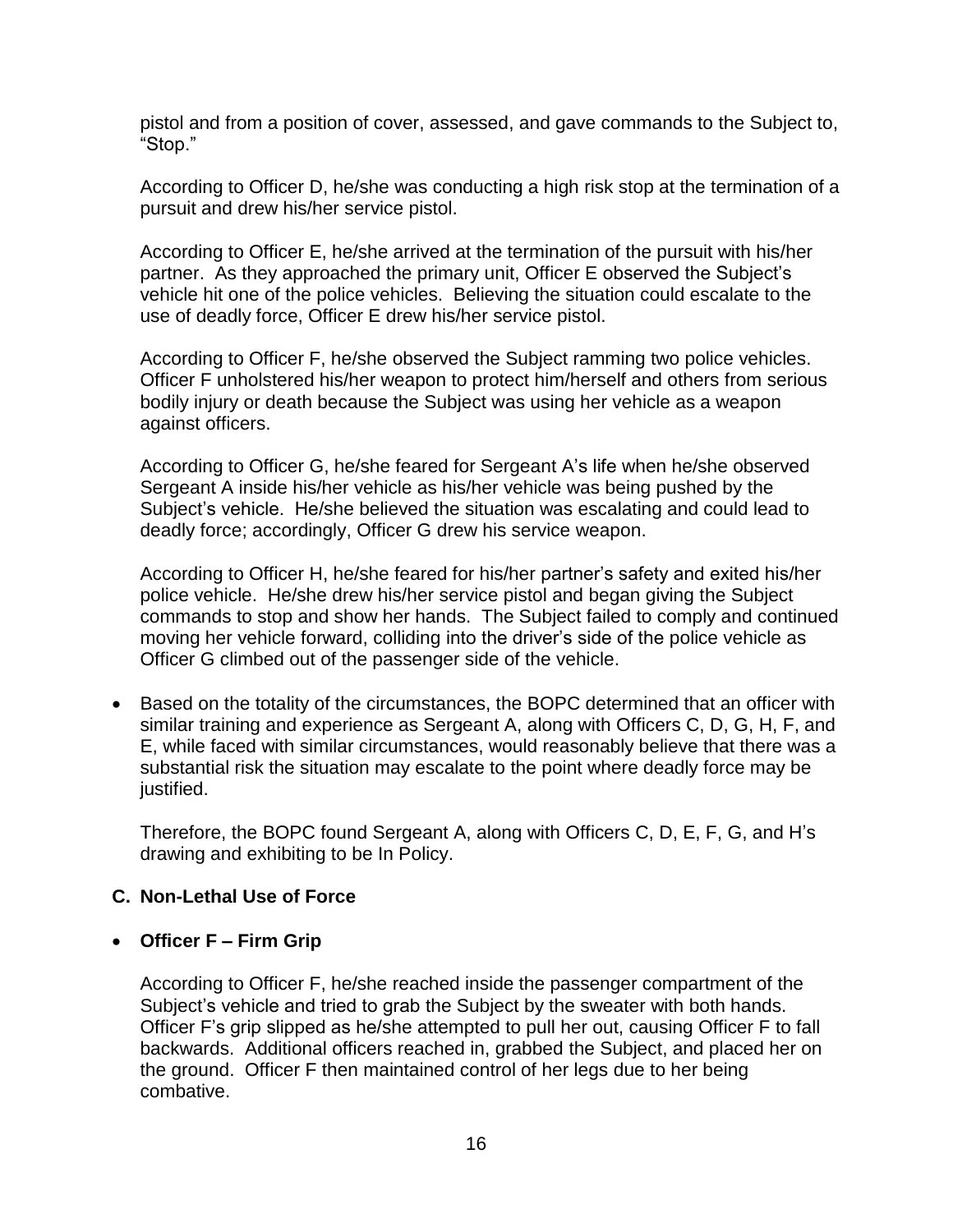pistol and from a position of cover, assessed, and gave commands to the Subject to, "Stop."

According to Officer D, he/she was conducting a high risk stop at the termination of a pursuit and drew his/her service pistol.

According to Officer E, he/she arrived at the termination of the pursuit with his/her partner. As they approached the primary unit, Officer E observed the Subject's vehicle hit one of the police vehicles. Believing the situation could escalate to the use of deadly force, Officer E drew his/her service pistol.

According to Officer F, he/she observed the Subject ramming two police vehicles. Officer F unholstered his/her weapon to protect him/herself and others from serious bodily injury or death because the Subject was using her vehicle as a weapon against officers.

According to Officer G, he/she feared for Sergeant A's life when he/she observed Sergeant A inside his/her vehicle as his/her vehicle was being pushed by the Subject's vehicle. He/she believed the situation was escalating and could lead to deadly force; accordingly, Officer G drew his service weapon.

According to Officer H, he/she feared for his/her partner's safety and exited his/her police vehicle. He/she drew his/her service pistol and began giving the Subject commands to stop and show her hands. The Subject failed to comply and continued moving her vehicle forward, colliding into the driver's side of the police vehicle as Officer G climbed out of the passenger side of the vehicle.

- Based on the totality of the circumstances, the BOPC determined that an officer with similar training and experience as Sergeant A, along with Officers C, D, G, H, F, and E, while faced with similar circumstances, would reasonably believe that there was a substantial risk the situation may escalate to the point where deadly force may be justified.

  Therefore, the BOPC found Sergeant A, along with Officers C, D, E, F, G, and H's drawing and exhibiting to be In Policy.

### C. Non-Lethal Use of Force

- **Officer F – Firm Grip**

  According to Officer F, he/she reached inside the passenger compartment of the Subject's vehicle and tried to grab the Subject by the sweater with both hands. Officer F's grip slipped as he/she attempted to pull her out, causing Officer F to fall backwards. Additional officers reached in, grabbed the Subject, and placed her on the ground. Officer F then maintained control of her legs due to her being combative.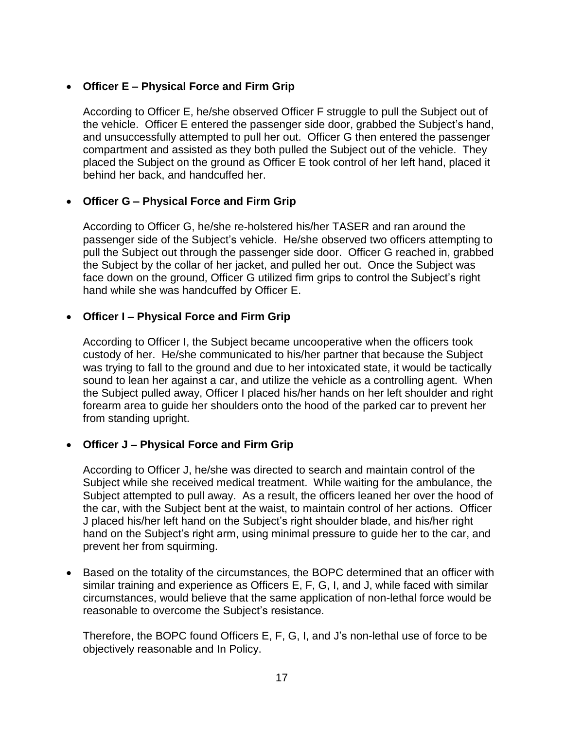- **Officer E – Physical Force and Firm Grip**

  According to Officer E, he/she observed Officer F struggle to pull the Subject out of the vehicle. Officer E entered the passenger side door, grabbed the Subject's hand, and unsuccessfully attempted to pull her out. Officer G then entered the passenger compartment and assisted as they both pulled the Subject out of the vehicle. They placed the Subject on the ground as Officer E took control of her left hand, placed it behind her back, and handcuffed her.

- **Officer G – Physical Force and Firm Grip**

  According to Officer G, he/she re-holstered his/her TASER and ran around the passenger side of the Subject's vehicle. He/she observed two officers attempting to pull the Subject out through the passenger side door. Officer G reached in, grabbed the Subject by the collar of her jacket, and pulled her out. Once the Subject was face down on the ground, Officer G utilized firm grips to control the Subject's right hand while she was handcuffed by Officer E.

- **Officer I – Physical Force and Firm Grip**

  According to Officer I, the Subject became uncooperative when the officers took custody of her. He/she communicated to his/her partner that because the Subject was trying to fall to the ground and due to her intoxicated state, it would be tactically sound to lean her against a car, and utilize the vehicle as a controlling agent. When the Subject pulled away, Officer I placed his/her hands on her left shoulder and right forearm area to guide her shoulders onto the hood of the parked car to prevent her from standing upright.

- **Officer J – Physical Force and Firm Grip**

  According to Officer J, he/she was directed to search and maintain control of the Subject while she received medical treatment. While waiting for the ambulance, the Subject attempted to pull away. As a result, the officers leaned her over the hood of the car, with the Subject bent at the waist, to maintain control of her actions. Officer J placed his/her left hand on the Subject's right shoulder blade, and his/her right hand on the Subject's right arm, using minimal pressure to guide her to the car, and prevent her from squirming.

- Based on the totality of the circumstances, the BOPC determined that an officer with similar training and experience as Officers E, F, G, I, and J, while faced with similar circumstances, would believe that the same application of non-lethal force would be reasonable to overcome the Subject's resistance.

  Therefore, the BOPC found Officers E, F, G, I, and J's non-lethal use of force to be objectively reasonable and In Policy.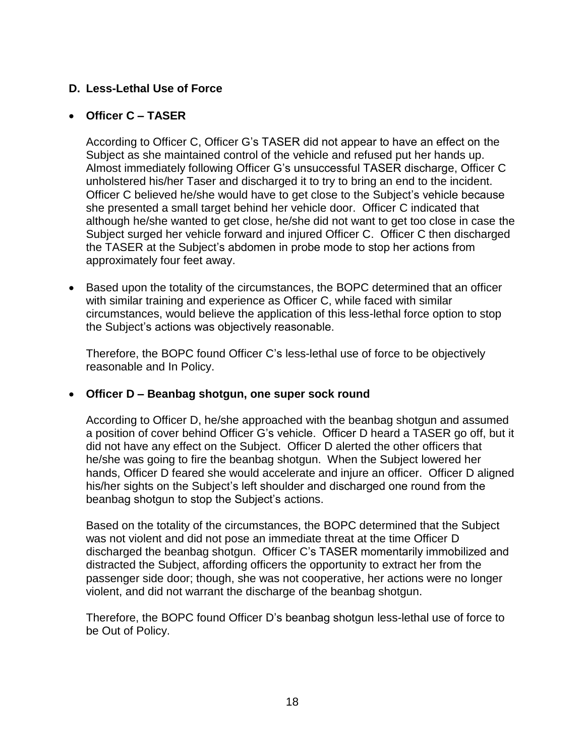## D. Less-Lethal Use of Force

- **Officer C – TASER**

  According to Officer C, Officer G's TASER did not appear to have an effect on the Subject as she maintained control of the vehicle and refused put her hands up. Almost immediately following Officer G's unsuccessful TASER discharge, Officer C unholstered his/her Taser and discharged it to try to bring an end to the incident. Officer C believed he/she would have to get close to the Subject's vehicle because she presented a small target behind her vehicle door. Officer C indicated that although he/she wanted to get close, he/she did not want to get too close in case the Subject surged her vehicle forward and injured Officer C. Officer C then discharged the TASER at the Subject's abdomen in probe mode to stop her actions from approximately four feet away.

- Based upon the totality of the circumstances, the BOPC determined that an officer with similar training and experience as Officer C, while faced with similar circumstances, would believe the application of this less-lethal force option to stop the Subject's actions was objectively reasonable.

  Therefore, the BOPC found Officer C's less-lethal use of force to be objectively reasonable and In Policy.

- **Officer D – Beanbag shotgun, one super sock round**

  According to Officer D, he/she approached with the beanbag shotgun and assumed a position of cover behind Officer G's vehicle. Officer D heard a TASER go off, but it did not have any effect on the Subject. Officer D alerted the other officers that he/she was going to fire the beanbag shotgun. When the Subject lowered her hands, Officer D feared she would accelerate and injure an officer. Officer D aligned his/her sights on the Subject's left shoulder and discharged one round from the beanbag shotgun to stop the Subject's actions.

  Based on the totality of the circumstances, the BOPC determined that the Subject was not violent and did not pose an immediate threat at the time Officer D discharged the beanbag shotgun. Officer C's TASER momentarily immobilized and distracted the Subject, affording officers the opportunity to extract her from the passenger side door; though, she was not cooperative, her actions were no longer violent, and did not warrant the discharge of the beanbag shotgun.

  Therefore, the BOPC found Officer D's beanbag shotgun less-lethal use of force to be Out of Policy.